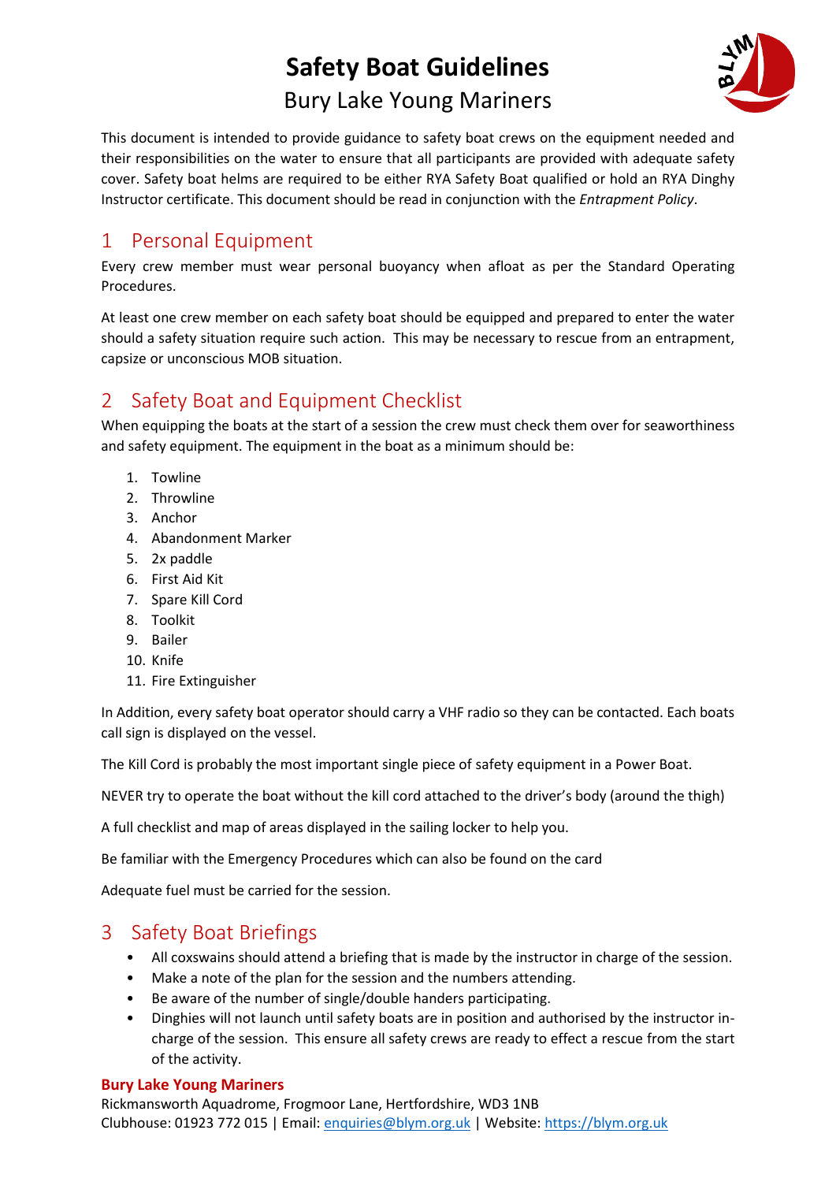# Safety Boat Guidelines

## Bury Lake Young Mariners

This document is intended to provide guidance to safety boat crews on the equipment needed and their responsibilities on the water to ensure that all participants are provided with adequate safety cover. Safety boat helms are required to be either RYA Safety Boat qualified or hold an RYA Dinghy Instructor certificate. This document should be read in conjunction with the *Entrapment Policy*.

## 1 Personal Equipment

Every crew member must wear personal buoyancy when afloat as per the Standard Operating Procedures.

At least one crew member on each safety boat should be equipped and prepared to enter the water should a safety situation require such action. This may be necessary to rescue from an entrapment, capsize or unconscious MOB situation.

## 2 Safety Boat and Equipment Checklist

When equipping the boats at the start of a session the crew must check them over for seaworthiness and safety equipment. The equipment in the boat as a minimum should be:

1. Towline
2. Throwline
3. Anchor
4. Abandonment Marker
5. 2x paddle
6. First Aid Kit
7. Spare Kill Cord
8. Toolkit
9. Bailer
10. Knife
11. Fire Extinguisher

In Addition, every safety boat operator should carry a VHF radio so they can be contacted. Each boats call sign is displayed on the vessel.

The Kill Cord is probably the most important single piece of safety equipment in a Power Boat.

NEVER try to operate the boat without the kill cord attached to the driver's body (around the thigh)

A full checklist and map of areas displayed in the sailing locker to help you.

Be familiar with the Emergency Procedures which can also be found on the card

Adequate fuel must be carried for the session.

## 3 Safety Boat Briefings

- All coxswains should attend a briefing that is made by the instructor in charge of the session.
- Make a note of the plan for the session and the numbers attending.
- Be aware of the number of single/double handers participating.
- Dinghies will not launch until safety boats are in position and authorised by the instructor in-charge of the session. This ensure all safety crews are ready to effect a rescue from the start of the activity.

**Bury Lake Young Mariners**
Rickmansworth Aquadrome, Frogmoor Lane, Hertfordshire, WD3 1NB
Clubhouse: 01923 772 015 | Email: enquiries@blym.org.uk | Website: https://blym.org.uk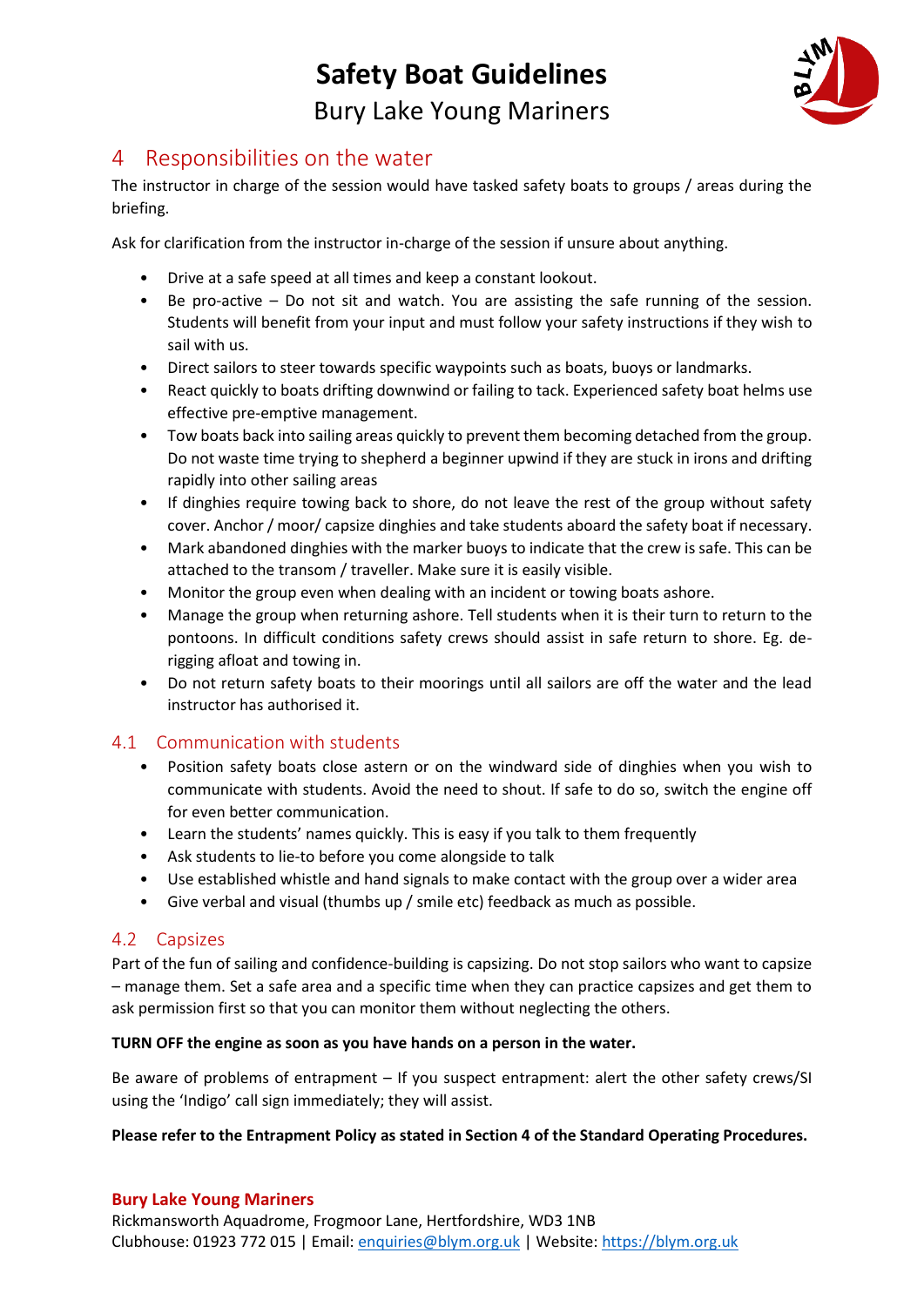## 4 Responsibilities on the water

The instructor in charge of the session would have tasked safety boats to groups / areas during the briefing.

Ask for clarification from the instructor in-charge of the session if unsure about anything.

- Drive at a safe speed at all times and keep a constant lookout.
- Be pro-active – Do not sit and watch. You are assisting the safe running of the session. Students will benefit from your input and must follow your safety instructions if they wish to sail with us.
- Direct sailors to steer towards specific waypoints such as boats, buoys or landmarks.
- React quickly to boats drifting downwind or failing to tack. Experienced safety boat helms use effective pre-emptive management.
- Tow boats back into sailing areas quickly to prevent them becoming detached from the group. Do not waste time trying to shepherd a beginner upwind if they are stuck in irons and drifting rapidly into other sailing areas
- If dinghies require towing back to shore, do not leave the rest of the group without safety cover. Anchor / moor/ capsize dinghies and take students aboard the safety boat if necessary.
- Mark abandoned dinghies with the marker buoys to indicate that the crew is safe. This can be attached to the transom / traveller. Make sure it is easily visible.
- Monitor the group even when dealing with an incident or towing boats ashore.
- Manage the group when returning ashore. Tell students when it is their turn to return to the pontoons. In difficult conditions safety crews should assist in safe return to shore. Eg. de-rigging afloat and towing in.
- Do not return safety boats to their moorings until all sailors are off the water and the lead instructor has authorised it.

### 4.1 Communication with students

- Position safety boats close astern or on the windward side of dinghies when you wish to communicate with students. Avoid the need to shout. If safe to do so, switch the engine off for even better communication.
- Learn the students' names quickly. This is easy if you talk to them frequently
- Ask students to lie-to before you come alongside to talk
- Use established whistle and hand signals to make contact with the group over a wider area
- Give verbal and visual (thumbs up / smile etc) feedback as much as possible.

### 4.2 Capsizes

Part of the fun of sailing and confidence-building is capsizing. Do not stop sailors who want to capsize – manage them. Set a safe area and a specific time when they can practice capsizes and get them to ask permission first so that you can monitor them without neglecting the others.

**TURN OFF the engine as soon as you have hands on a person in the water.**

Be aware of problems of entrapment – If you suspect entrapment: alert the other safety crews/SI using the 'Indigo' call sign immediately; they will assist.

**Please refer to the Entrapment Policy as stated in Section 4 of the Standard Operating Procedures.**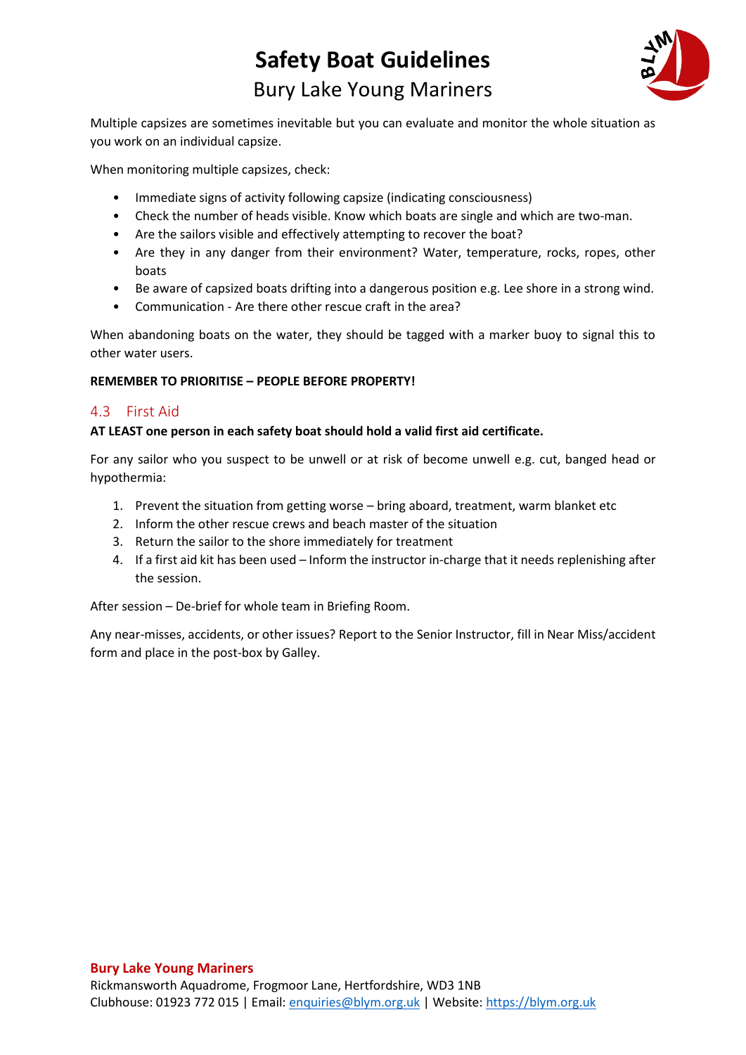Multiple capsizes are sometimes inevitable but you can evaluate and monitor the whole situation as you work on an individual capsize.

When monitoring multiple capsizes, check:

- Immediate signs of activity following capsize (indicating consciousness)
- Check the number of heads visible. Know which boats are single and which are two-man.
- Are the sailors visible and effectively attempting to recover the boat?
- Are they in any danger from their environment? Water, temperature, rocks, ropes, other boats
- Be aware of capsized boats drifting into a dangerous position e.g. Lee shore in a strong wind.
- Communication - Are there other rescue craft in the area?

When abandoning boats on the water, they should be tagged with a marker buoy to signal this to other water users.

**REMEMBER TO PRIORITISE – PEOPLE BEFORE PROPERTY!**

## 4.3 First Aid

**AT LEAST one person in each safety boat should hold a valid first aid certificate.**

For any sailor who you suspect to be unwell or at risk of become unwell e.g. cut, banged head or hypothermia:

1. Prevent the situation from getting worse – bring aboard, treatment, warm blanket etc
2. Inform the other rescue crews and beach master of the situation
3. Return the sailor to the shore immediately for treatment
4. If a first aid kit has been used – Inform the instructor in-charge that it needs replenishing after the session.

After session – De-brief for whole team in Briefing Room.

Any near-misses, accidents, or other issues? Report to the Senior Instructor, fill in Near Miss/accident form and place in the post-box by Galley.